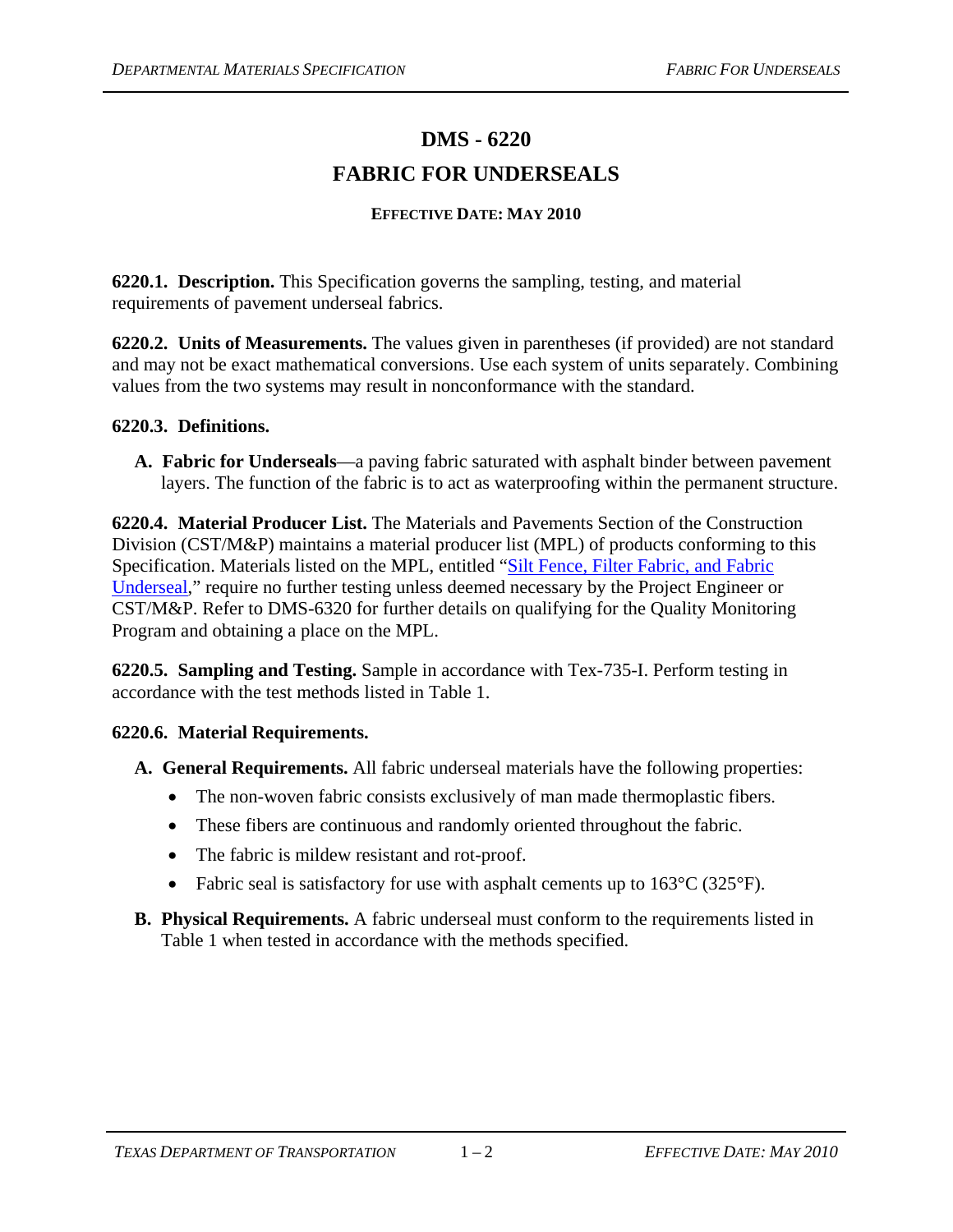# DMS - 6220

# FABRIC FOR UNDERSEALS

**EFFECTIVE DATE: MAY 2010**

**6220.1. Description.** This Specification governs the sampling, testing, and material requirements of pavement underseal fabrics.

**6220.2. Units of Measurements.** The values given in parentheses (if provided) are not standard and may not be exact mathematical conversions. Use each system of units separately. Combining values from the two systems may result in nonconformance with the standard.

**6220.3. Definitions.**

**A. Fabric for Underseals**—a paving fabric saturated with asphalt binder between pavement layers. The function of the fabric is to act as waterproofing within the permanent structure.

**6220.4. Material Producer List.** The Materials and Pavements Section of the Construction Division (CST/M&P) maintains a material producer list (MPL) of products conforming to this Specification. Materials listed on the MPL, entitled "Silt Fence, Filter Fabric, and Fabric Underseal," require no further testing unless deemed necessary by the Project Engineer or CST/M&P. Refer to DMS-6320 for further details on qualifying for the Quality Monitoring Program and obtaining a place on the MPL.

**6220.5. Sampling and Testing.** Sample in accordance with Tex-735-I. Perform testing in accordance with the test methods listed in Table 1.

**6220.6. Material Requirements.**

**A. General Requirements.** All fabric underseal materials have the following properties:

- The non-woven fabric consists exclusively of man made thermoplastic fibers.
- These fibers are continuous and randomly oriented throughout the fabric.
- The fabric is mildew resistant and rot-proof.
- Fabric seal is satisfactory for use with asphalt cements up to 163°C (325°F).

**B. Physical Requirements.** A fabric underseal must conform to the requirements listed in Table 1 when tested in accordance with the methods specified.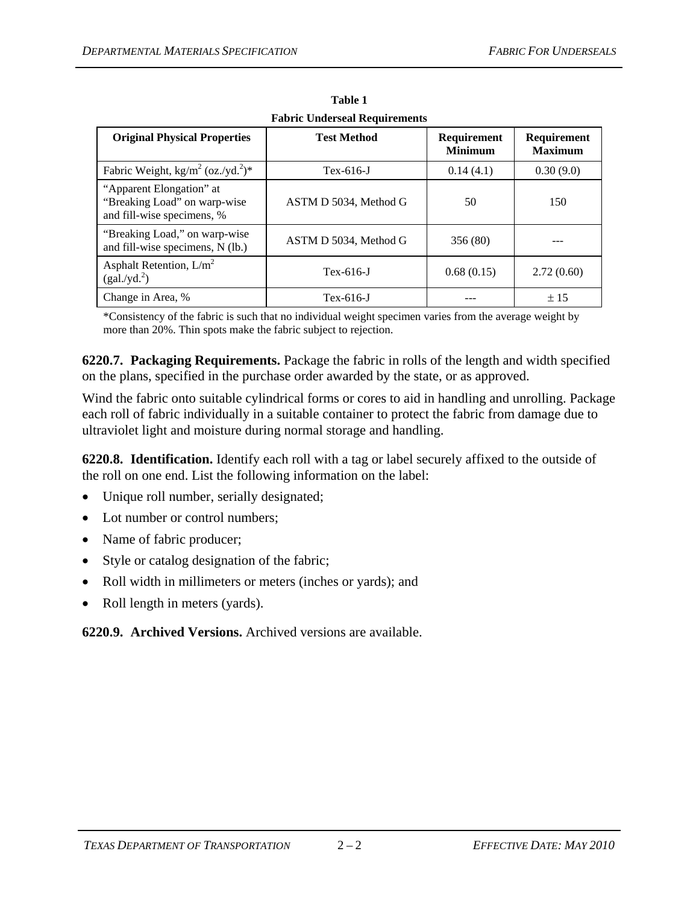**Table 1**
**Fabric Underseal Requirements**

| Original Physical Properties | Test Method | Requirement Minimum | Requirement Maximum |
|---|---|---|---|
| Fabric Weight, $kg/m^2$ ($oz./yd.^2$)* | Tex-616-J | 0.14 (4.1) | 0.30 (9.0) |
| "Apparent Elongation" at "Breaking Load" on warp-wise and fill-wise specimens, % | ASTM D 5034, Method G | 50 | 150 |
| "Breaking Load," on warp-wise and fill-wise specimens, N (lb.) | ASTM D 5034, Method G | 356 (80) | --- |
| Asphalt Retention, $L/m^2$ ($gal./yd.^2$) | Tex-616-J | 0.68 (0.15) | 2.72 (0.60) |
| Change in Area, % | Tex-616-J | --- | ± 15 |

*Consistency of the fabric is such that no individual weight specimen varies from the average weight by more than 20%. Thin spots make the fabric subject to rejection.

**6220.7. Packaging Requirements.** Package the fabric in rolls of the length and width specified on the plans, specified in the purchase order awarded by the state, or as approved.

Wind the fabric onto suitable cylindrical forms or cores to aid in handling and unrolling. Package each roll of fabric individually in a suitable container to protect the fabric from damage due to ultraviolet light and moisture during normal storage and handling.

**6220.8. Identification.** Identify each roll with a tag or label securely affixed to the outside of the roll on one end. List the following information on the label:

- Unique roll number, serially designated;
- Lot number or control numbers;
- Name of fabric producer;
- Style or catalog designation of the fabric;
- Roll width in millimeters or meters (inches or yards); and
- Roll length in meters (yards).

**6220.9. Archived Versions.** Archived versions are available.